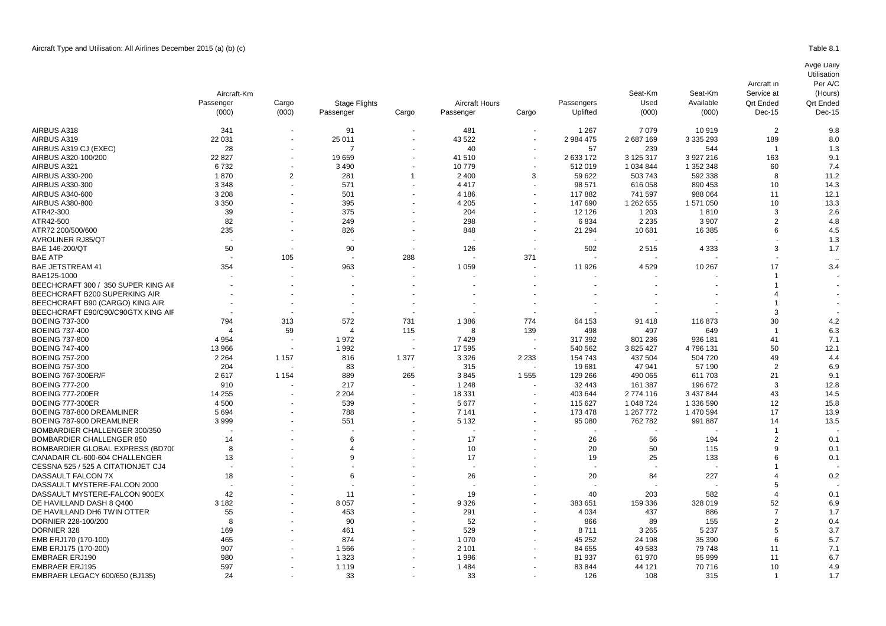Aircraft Type and Utilisation: All Airlines December 2015 (a) (b) (c)

Table 8.1

| | Aircraft-Km Passenger (000) | Aircraft-Km Cargo (000) | Stage Flights Passenger | Stage Flights Cargo | Aircraft Hours Passenger | Aircraft Hours Cargo | Passengers Uplifted | Seat-Km Used (000) | Seat-Km Available (000) | Aircraft in Service at Qrt Ended Dec-15 | Avge Daily Utilisation Per A/C (Hours) Qrt Ended Dec-15 |
|---|---|---|---|---|---|---|---|---|---|---|---|
| AIRBUS A318 | 341 | - | 91 | - | 481 | - | 1 267 | 7 079 | 10 919 | 2 | 9.8 |
| AIRBUS A319 | 22 031 | - | 25 011 | - | 43 522 | - | 2 984 475 | 2 687 169 | 3 335 293 | 189 | 8.0 |
| AIRBUS A319 CJ (EXEC) | 28 | - | 7 | - | 40 | - | 57 | 239 | 544 | 1 | 1.3 |
| AIRBUS A320-100/200 | 22 827 | - | 19 659 | - | 41 510 | - | 2 633 172 | 3 125 317 | 3 927 216 | 163 | 9.1 |
| AIRBUS A321 | 6 732 | - | 3 490 | - | 10 779 | - | 512 019 | 1 034 844 | 1 352 348 | 60 | 7.4 |
| AIRBUS A330-200 | 1 870 | 2 | 281 | 1 | 2 400 | 3 | 59 622 | 503 743 | 592 338 | 8 | 11.2 |
| AIRBUS A330-300 | 3 348 | - | 571 | - | 4 417 | - | 98 571 | 616 058 | 890 453 | 10 | 14.3 |
| AIRBUS A340-600 | 3 208 | - | 501 | - | 4 186 | - | 117 882 | 741 597 | 988 064 | 11 | 12.1 |
| AIRBUS A380-800 | 3 350 | - | 395 | - | 4 205 | - | 147 690 | 1 262 655 | 1 571 050 | 10 | 13.3 |
| ATR42-300 | 39 | - | 375 | - | 204 | - | 12 126 | 1 203 | 1 810 | 3 | 2.6 |
| ATR42-500 | 82 | - | 249 | - | 298 | - | 6 834 | 2 235 | 3 907 | 2 | 4.8 |
| ATR72 200/500/600 | 235 | - | 826 | - | 848 | - | 21 294 | 10 681 | 16 385 | 6 | 4.5 |
| AVROLINER RJ85/QT | - | - | - | - | - | - | - | - | - | - | 1.3 |
| BAE 146-200/QT | 50 | - | 90 | - | 126 | - | 502 | 2 515 | 4 333 | 3 | 1.7 |
| BAE ATP | - | 105 | - | 288 | - | 371 | - | - | - | - | .. |
| BAE JETSTREAM 41 | 354 | - | 963 | - | 1 059 | - | 11 926 | 4 529 | 10 267 | 17 | 3.4 |
| BAE125-1000 | - | - | - | - | - | - | - | - | - | 1 | - |
| BEECHCRAFT 300 / 350 SUPER KING AII | - | - | - | - | - | - | - | - | - | 1 | - |
| BEECHCRAFT B200 SUPERKING AIR | - | - | - | - | - | - | - | - | - | 4 | - |
| BEECHCRAFT B90 (CARGO) KING AIR | - | - | - | - | - | - | - | - | - | 1 | - |
| BEECHCRAFT E90/C90/C90GTX KING AIF | - | - | - | - | - | - | - | - | - | 3 | - |
| BOEING 737-300 | 794 | 313 | 572 | 731 | 1 386 | 774 | 64 153 | 91 418 | 116 873 | 30 | 4.2 |
| BOEING 737-400 | 4 | 59 | 4 | 115 | 8 | 139 | 498 | 497 | 649 | 1 | 6.3 |
| BOEING 737-800 | 4 954 | - | 1 972 | - | 7 429 | - | 317 392 | 801 236 | 936 181 | 41 | 7.1 |
| BOEING 747-400 | 13 966 | - | 1 992 | - | 17 595 | - | 540 562 | 3 825 427 | 4 796 131 | 50 | 12.1 |
| BOEING 757-200 | 2 264 | 1 157 | 816 | 1 377 | 3 326 | 2 233 | 154 743 | 437 504 | 504 720 | 49 | 4.4 |
| BOEING 757-300 | 204 | - | 83 | - | 315 | - | 19 681 | 47 941 | 57 190 | 2 | 6.9 |
| BOEING 767-300ER/F | 2 617 | 1 154 | 889 | 265 | 3 845 | 1 555 | 129 266 | 490 065 | 611 703 | 21 | 9.1 |
| BOEING 777-200 | 910 | - | 217 | - | 1 248 | - | 32 443 | 161 387 | 196 672 | 3 | 12.8 |
| BOEING 777-200ER | 14 255 | - | 2 204 | - | 18 331 | - | 403 644 | 2 774 116 | 3 437 844 | 43 | 14.5 |
| BOEING 777-300ER | 4 500 | - | 539 | - | 5 677 | - | 115 627 | 1 048 724 | 1 336 590 | 12 | 15.8 |
| BOEING 787-800 DREAMLINER | 5 694 | - | 788 | - | 7 141 | - | 173 478 | 1 267 772 | 1 470 594 | 17 | 13.9 |
| BOEING 787-900 DREAMLINER | 3 999 | - | 551 | - | 5 132 | - | 95 080 | 762 782 | 991 887 | 14 | 13.5 |
| BOMBARDIER CHALLENGER 300/350 | - | - | - | - | - | - | - | - | - | 1 | - |
| BOMBARDIER CHALLENGER 850 | 14 | - | 6 | - | 17 | - | 26 | 56 | 194 | 2 | 0.1 |
| BOMBARDIER GLOBAL EXPRESS (BD70( | 8 | - | 4 | - | 10 | - | 20 | 50 | 115 | 9 | 0.1 |
| CANADAIR CL-600-604 CHALLENGER | 13 | - | 9 | - | 17 | - | 19 | 25 | 133 | 6 | 0.1 |
| CESSNA 525 / 525 A CITATIONJET CJ4 | - | - | - | - | - | - | - | - | - | 1 | - |
| DASSAULT FALCON 7X | 18 | - | 6 | - | 26 | - | 20 | 84 | 227 | 4 | 0.2 |
| DASSAULT MYSTERE-FALCON 2000 | - | - | - | - | - | - | - | - | - | 5 | - |
| DASSAULT MYSTERE-FALCON 900EX | 42 | - | 11 | - | 19 | - | 40 | 203 | 582 | 4 | 0.1 |
| DE HAVILLAND DASH 8 Q400 | 3 182 | - | 8 057 | - | 9 326 | - | 383 651 | 159 336 | 328 019 | 52 | 6.9 |
| DE HAVILLAND DH6 TWIN OTTER | 55 | - | 453 | - | 291 | - | 4 034 | 437 | 886 | 7 | 1.7 |
| DORNIER 228-100/200 | 8 | - | 90 | - | 52 | - | 866 | 89 | 155 | 2 | 0.4 |
| DORNIER 328 | 169 | - | 461 | - | 529 | - | 8 711 | 3 265 | 5 237 | 5 | 3.7 |
| EMB ERJ170 (170-100) | 465 | - | 874 | - | 1 070 | - | 45 252 | 24 198 | 35 390 | 6 | 5.7 |
| EMB ERJ175 (170-200) | 907 | - | 1 566 | - | 2 101 | - | 84 655 | 49 583 | 79 748 | 11 | 7.1 |
| EMBRAER ERJ190 | 980 | - | 1 323 | - | 1 996 | - | 81 937 | 61 970 | 95 999 | 11 | 6.7 |
| EMBRAER ERJ195 | 597 | - | 1 119 | - | 1 484 | - | 83 844 | 44 121 | 70 716 | 10 | 4.9 |
| EMBRAER LEGACY 600/650 (BJ135) | 24 | - | 33 | - | 33 | - | 126 | 108 | 315 | 1 | 1.7 |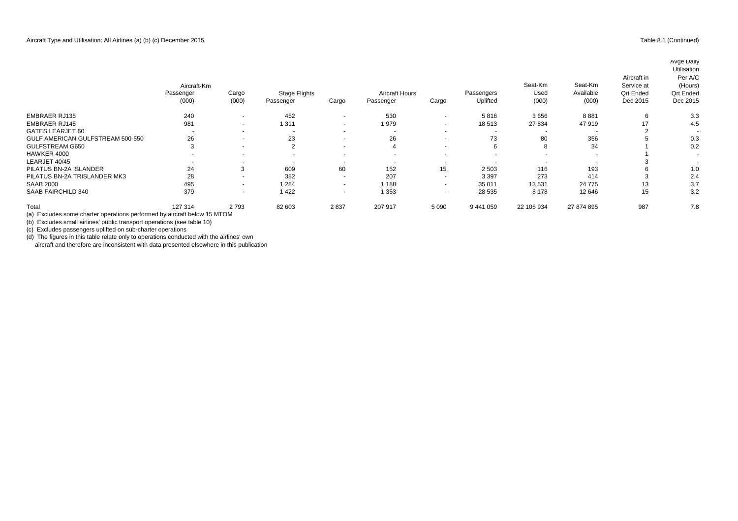Aircraft Type and Utilisation: All Airlines (a) (b) (c) December 2015

Table 8.1 (Continued)

| | Aircraft-Km Passenger (000) | Cargo (000) | Stage Flights Passenger | Cargo | Aircraft Hours Passenger | Cargo | Passengers Uplifted | Seat-Km Used (000) | Seat-Km Available (000) | Aircraft in Service at Qrt Ended Dec 2015 | Avge Daily Utilisation Per A/C (Hours) Qrt Ended Dec 2015 |
|---|---|---|---|---|---|---|---|---|---|---|---|
| EMBRAER RJ135 | 240 | - | 452 | - | 530 | - | 5 816 | 3 656 | 8 881 | 6 | 3.3 |
| EMBRAER RJ145 | 981 | - | 1 311 | - | 1 979 | - | 18 513 | 27 834 | 47 919 | 17 | 4.5 |
| GATES LEARJET 60 | - | - | - | - | - | - | - | - | - | 2 | - |
| GULF AMERICAN GULFSTREAM 500-550 | 26 | - | 23 | - | 26 | - | 73 | 80 | 356 | 5 | 0.3 |
| GULFSTREAM G650 | 3 | - | 2 | - | 4 | - | 6 | 8 | 34 | 1 | 0.2 |
| HAWKER 4000 | - | - | - | - | - | - | - | - | - | 1 | - |
| LEARJET 40/45 | - | - | - | - | - | - | - | - | - | 3 | - |
| PILATUS BN-2A ISLANDER | 24 | 3 | 609 | 60 | 152 | 15 | 2 503 | 116 | 193 | 6 | 1.0 |
| PILATUS BN-2A TRISLANDER MK3 | 28 | - | 352 | - | 207 | - | 3 397 | 273 | 414 | 3 | 2.4 |
| SAAB 2000 | 495 | - | 1 284 | - | 1 188 | - | 35 011 | 13 531 | 24 775 | 13 | 3.7 |
| SAAB FAIRCHILD 340 | 379 | - | 1 422 | - | 1 353 | - | 28 535 | 8 178 | 12 646 | 15 | 3.2 |
| Total | 127 314 | 2 793 | 82 603 | 2 837 | 207 917 | 5 090 | 9 441 059 | 22 105 934 | 27 874 895 | 987 | 7.8 |

(a) Excludes some charter operations performed by aircraft below 15 MTOM

(b) Excludes small airlines' public transport operations (see table 10)

(c) Excludes passengers uplifted on sub-charter operations

(d) The figures in this table relate only to operations conducted with the airlines' own aircraft and therefore are inconsistent with data presented elsewhere in this publication